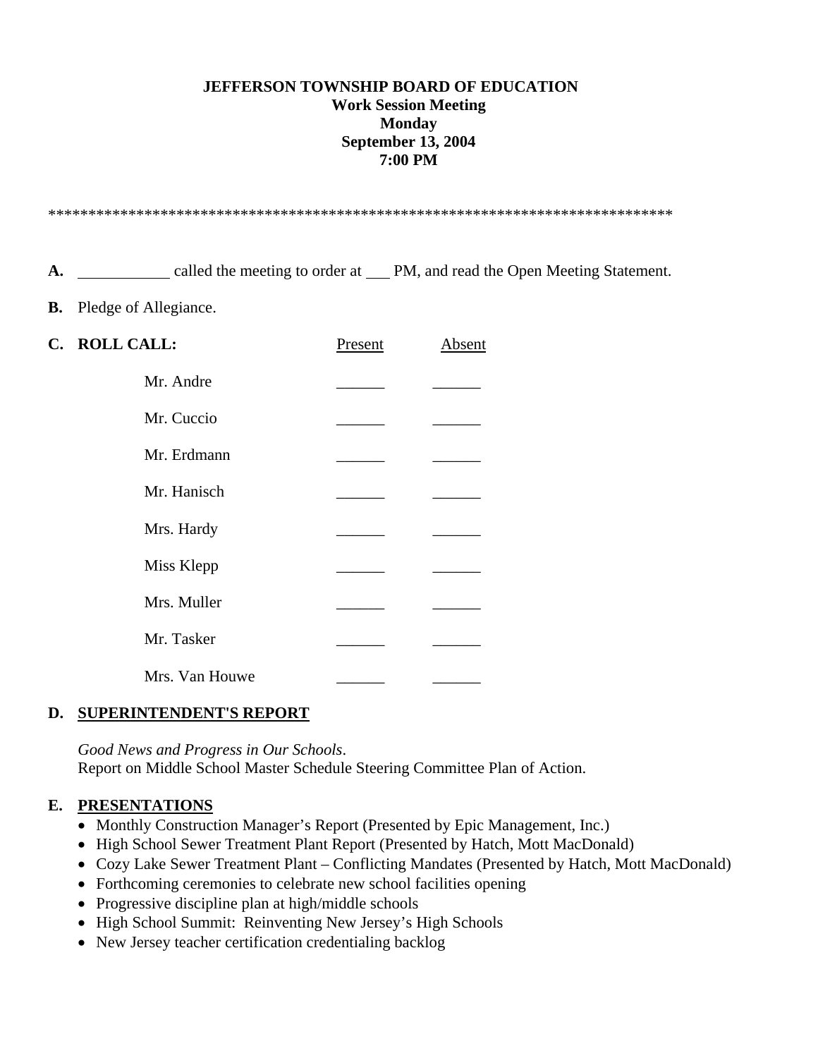**JEFFERSON TOWNSHIP BOARD OF EDUCATION**
**Work Session Meeting**
**Monday**
**September 13, 2004**
**7:00 PM**

*******************************************************************************

**A.** ___________ called the meeting to order at ___ PM, and read the Open Meeting Statement.

**B.** Pledge of Allegiance.

**C. ROLL CALL:**

| | Present | Absent |
|---|---|---|
| Mr. Andre | ______ | ______ |
| Mr. Cuccio | ______ | ______ |
| Mr. Erdmann | ______ | ______ |
| Mr. Hanisch | ______ | ______ |
| Mrs. Hardy | ______ | ______ |
| Miss Klepp | ______ | ______ |
| Mrs. Muller | ______ | ______ |
| Mr. Tasker | ______ | ______ |
| Mrs. Van Houwe | ______ | ______ |

**D. SUPERINTENDENT'S REPORT**

*Good News and Progress in Our Schools*.
Report on Middle School Master Schedule Steering Committee Plan of Action.

**E. PRESENTATIONS**

- Monthly Construction Manager's Report (Presented by Epic Management, Inc.)
- High School Sewer Treatment Plant Report (Presented by Hatch, Mott MacDonald)
- Cozy Lake Sewer Treatment Plant – Conflicting Mandates (Presented by Hatch, Mott MacDonald)
- Forthcoming ceremonies to celebrate new school facilities opening
- Progressive discipline plan at high/middle schools
- High School Summit: Reinventing New Jersey's High Schools
- New Jersey teacher certification credentialing backlog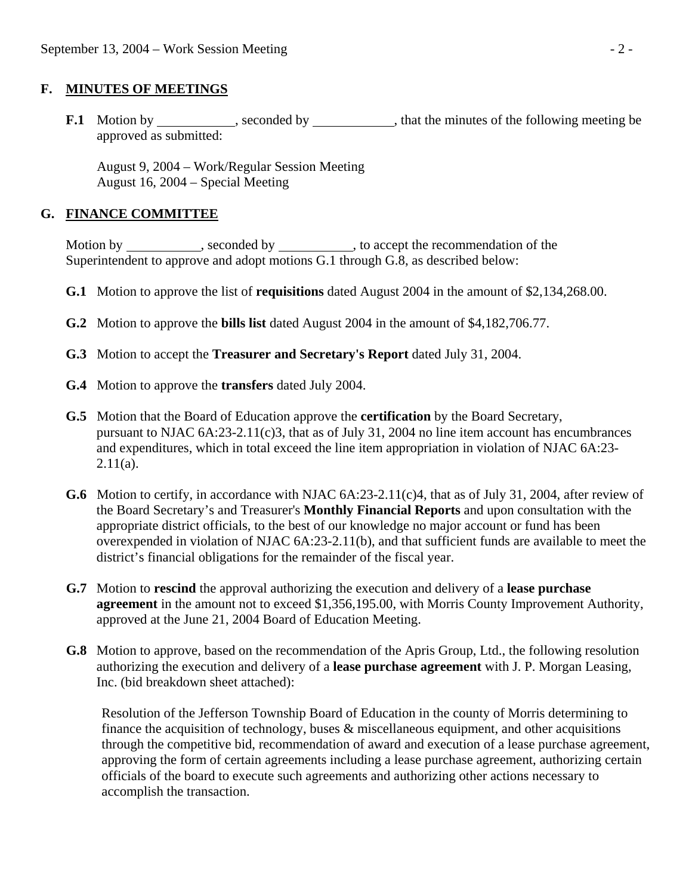## F. MINUTES OF MEETINGS

**F.1** Motion by \_\_\_\_\_\_\_\_\_\_\_, seconded by \_\_\_\_\_\_\_\_\_\_\_\_, that the minutes of the following meeting be approved as submitted:

August 9, 2004 – Work/Regular Session Meeting
August 16, 2004 – Special Meeting

## G. FINANCE COMMITTEE

Motion by \_\_\_\_\_\_\_\_\_\_\_, seconded by \_\_\_\_\_\_\_\_\_\_\_, to accept the recommendation of the Superintendent to approve and adopt motions G.1 through G.8, as described below:

**G.1** Motion to approve the list of **requisitions** dated August 2004 in the amount of $2,134,268.00.

**G.2** Motion to approve the **bills list** dated August 2004 in the amount of $4,182,706.77.

**G.3** Motion to accept the **Treasurer and Secretary's Report** dated July 31, 2004.

**G.4** Motion to approve the **transfers** dated July 2004.

**G.5** Motion that the Board of Education approve the **certification** by the Board Secretary, pursuant to NJAC 6A:23-2.11(c)3, that as of July 31, 2004 no line item account has encumbrances and expenditures, which in total exceed the line item appropriation in violation of NJAC 6A:23-2.11(a).

**G.6** Motion to certify, in accordance with NJAC 6A:23-2.11(c)4, that as of July 31, 2004, after review of the Board Secretary's and Treasurer's **Monthly Financial Reports** and upon consultation with the appropriate district officials, to the best of our knowledge no major account or fund has been overexpended in violation of NJAC 6A:23-2.11(b), and that sufficient funds are available to meet the district's financial obligations for the remainder of the fiscal year.

**G.7** Motion to **rescind** the approval authorizing the execution and delivery of a **lease purchase agreement** in the amount not to exceed $1,356,195.00, with Morris County Improvement Authority, approved at the June 21, 2004 Board of Education Meeting.

**G.8** Motion to approve, based on the recommendation of the Apris Group, Ltd., the following resolution authorizing the execution and delivery of a **lease purchase agreement** with J. P. Morgan Leasing, Inc. (bid breakdown sheet attached):

> Resolution of the Jefferson Township Board of Education in the county of Morris determining to finance the acquisition of technology, buses & miscellaneous equipment, and other acquisitions through the competitive bid, recommendation of award and execution of a lease purchase agreement, approving the form of certain agreements including a lease purchase agreement, authorizing certain officials of the board to execute such agreements and authorizing other actions necessary to accomplish the transaction.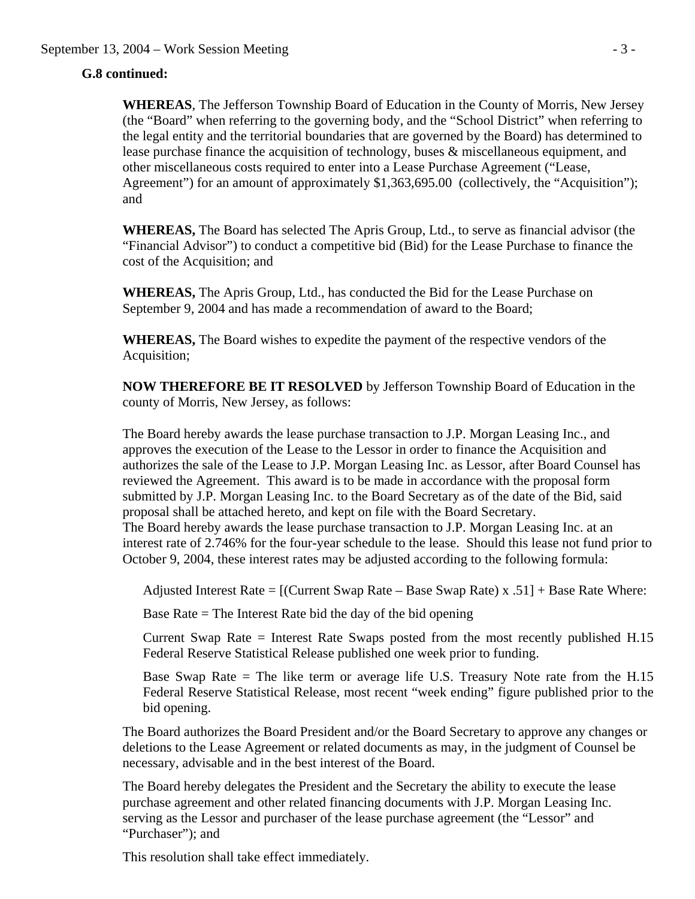**G.8 continued:**

**WHEREAS**, The Jefferson Township Board of Education in the County of Morris, New Jersey (the "Board" when referring to the governing body, and the "School District" when referring to the legal entity and the territorial boundaries that are governed by the Board) has determined to lease purchase finance the acquisition of technology, buses & miscellaneous equipment, and other miscellaneous costs required to enter into a Lease Purchase Agreement ("Lease, Agreement") for an amount of approximately $1,363,695.00 (collectively, the "Acquisition"); and

**WHEREAS,** The Board has selected The Apris Group, Ltd., to serve as financial advisor (the "Financial Advisor") to conduct a competitive bid (Bid) for the Lease Purchase to finance the cost of the Acquisition; and

**WHEREAS,** The Apris Group, Ltd., has conducted the Bid for the Lease Purchase on September 9, 2004 and has made a recommendation of award to the Board;

**WHEREAS,** The Board wishes to expedite the payment of the respective vendors of the Acquisition;

**NOW THEREFORE BE IT RESOLVED** by Jefferson Township Board of Education in the county of Morris, New Jersey, as follows:

The Board hereby awards the lease purchase transaction to J.P. Morgan Leasing Inc., and approves the execution of the Lease to the Lessor in order to finance the Acquisition and authorizes the sale of the Lease to J.P. Morgan Leasing Inc. as Lessor, after Board Counsel has reviewed the Agreement. This award is to be made in accordance with the proposal form submitted by J.P. Morgan Leasing Inc. to the Board Secretary as of the date of the Bid, said proposal shall be attached hereto, and kept on file with the Board Secretary.
The Board hereby awards the lease purchase transaction to J.P. Morgan Leasing Inc. at an interest rate of 2.746% for the four-year schedule to the lease. Should this lease not fund prior to October 9, 2004, these interest rates may be adjusted according to the following formula:

Adjusted Interest Rate = [(Current Swap Rate – Base Swap Rate) x .51] + Base Rate Where:

Base Rate = The Interest Rate bid the day of the bid opening

Current Swap Rate = Interest Rate Swaps posted from the most recently published H.15 Federal Reserve Statistical Release published one week prior to funding.

Base Swap Rate = The like term or average life U.S. Treasury Note rate from the H.15 Federal Reserve Statistical Release, most recent "week ending" figure published prior to the bid opening.

The Board authorizes the Board President and/or the Board Secretary to approve any changes or deletions to the Lease Agreement or related documents as may, in the judgment of Counsel be necessary, advisable and in the best interest of the Board.

The Board hereby delegates the President and the Secretary the ability to execute the lease purchase agreement and other related financing documents with J.P. Morgan Leasing Inc. serving as the Lessor and purchaser of the lease purchase agreement (the "Lessor" and "Purchaser"); and

This resolution shall take effect immediately.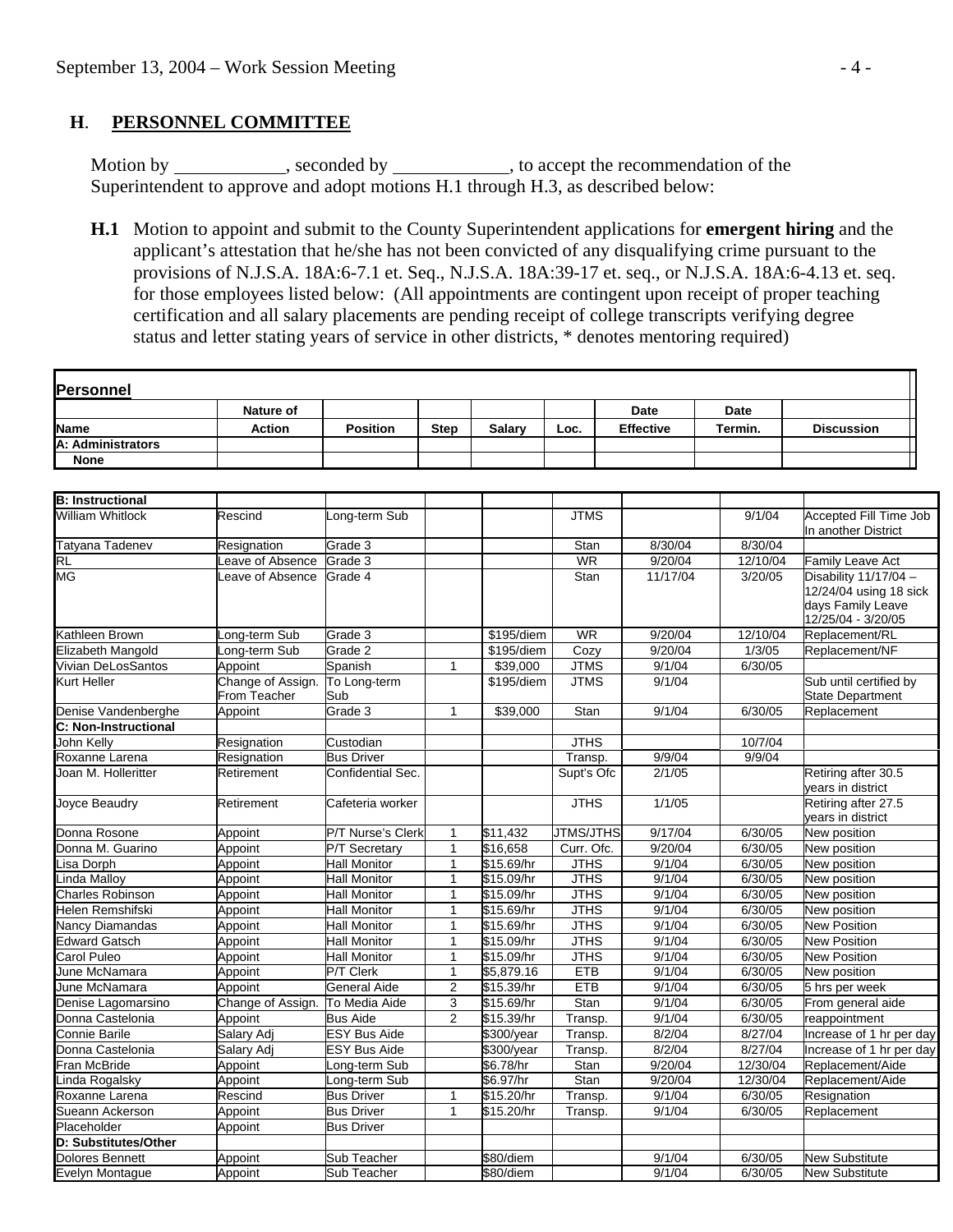## H. PERSONNEL COMMITTEE

Motion by ____________, seconded by ____________, to accept the recommendation of the Superintendent to approve and adopt motions H.1 through H.3, as described below:

**H.1** Motion to appoint and submit to the County Superintendent applications for **emergent hiring** and the applicant's attestation that he/she has not been convicted of any disqualifying crime pursuant to the provisions of N.J.S.A. 18A:6-7.1 et. Seq., N.J.S.A. 18A:39-17 et. seq., or N.J.S.A. 18A:6-4.13 et. seq. for those employees listed below: (All appointments are contingent upon receipt of proper teaching certification and all salary placements are pending receipt of college transcripts verifying degree status and letter stating years of service in other districts, * denotes mentoring required)

**Personnel**

| Name | Nature of Action | Position | Step | Salary | Loc. | Date Effective | Date Termin. | Discussion |
|---|---|---|---|---|---|---|---|---|
| **A: Administrators** | | | | | | | | |
| **None** | | | | | | | | |
| **B: Instructional** | | | | | | | | |
| William Whitlock | Rescind | Long-term Sub | | | JTMS | | 9/1/04 | Accepted Fill Time Job In another District |
| Tatyana Tadenev | Resignation | Grade 3 | | | Stan | 8/30/04 | 8/30/04 | |
| RL | Leave of Absence | Grade 3 | | | WR | 9/20/04 | 12/10/04 | Family Leave Act |
| MG | Leave of Absence | Grade 4 | | | Stan | 11/17/04 | 3/20/05 | Disability 11/17/04 – 12/24/04 using 18 sick days Family Leave 12/25/04 - 3/20/05 |
| Kathleen Brown | Long-term Sub | Grade 3 | | $195/diem | WR | 9/20/04 | 12/10/04 | Replacement/RL |
| Elizabeth Mangold | Long-term Sub | Grade 2 | | $195/diem | Cozy | 9/20/04 | 1/3/05 | Replacement/NF |
| Vivian DeLosSantos | Appoint | Spanish | 1 | $39,000 | JTMS | 9/1/04 | 6/30/05 | |
| Kurt Heller | Change of Assign. From Teacher | To Long-term Sub | | $195/diem | JTMS | 9/1/04 | | Sub until certified by State Department |
| Denise Vandenberghe | Appoint | Grade 3 | 1 | $39,000 | Stan | 9/1/04 | 6/30/05 | Replacement |
| **C: Non-Instructional** | | | | | | | | |
| John Kelly | Resignation | Custodian | | | JTHS | | 10/7/04 | |
| Roxanne Larena | Resignation | Bus Driver | | | Transp. | 9/9/04 | 9/9/04 | |
| Joan M. Holleritter | Retirement | Confidential Sec. | | | Supt's Ofc | 2/1/05 | | Retiring after 30.5 years in district |
| Joyce Beaudry | Retirement | Cafeteria worker | | | JTHS | 1/1/05 | | Retiring after 27.5 years in district |
| Donna Rosone | Appoint | P/T Nurse's Clerk | 1 | $11,432 | JTMS/JTHS | 9/17/04 | 6/30/05 | New position |
| Donna M. Guarino | Appoint | P/T Secretary | 1 | $16,658 | Curr. Ofc. | 9/20/04 | 6/30/05 | New position |
| Lisa Dorph | Appoint | Hall Monitor | 1 | $15.69/hr | JTHS | 9/1/04 | 6/30/05 | New position |
| Linda Malloy | Appoint | Hall Monitor | 1 | $15.09/hr | JTHS | 9/1/04 | 6/30/05 | New position |
| Charles Robinson | Appoint | Hall Monitor | 1 | $15.09/hr | JTHS | 9/1/04 | 6/30/05 | New position |
| Helen Remshifski | Appoint | Hall Monitor | 1 | $15.69/hr | JTHS | 9/1/04 | 6/30/05 | New position |
| Nancy Diamandas | Appoint | Hall Monitor | 1 | $15.69/hr | JTHS | 9/1/04 | 6/30/05 | New Position |
| Edward Gatsch | Appoint | Hall Monitor | 1 | $15.09/hr | JTHS | 9/1/04 | 6/30/05 | New Position |
| Carol Puleo | Appoint | Hall Monitor | 1 | $15.09/hr | JTHS | 9/1/04 | 6/30/05 | New Position |
| June McNamara | Appoint | P/T Clerk | 1 | $5,879.16 | ETB | 9/1/04 | 6/30/05 | New position |
| June McNamara | Appoint | General Aide | 2 | $15.39/hr | ETB | 9/1/04 | 6/30/05 | 5 hrs per week |
| Denise Lagomarsino | Change of Assign. | To Media Aide | 3 | $15.69/hr | Stan | 9/1/04 | 6/30/05 | From general aide |
| Donna Castelonia | Appoint | Bus Aide | 2 | $15.39/hr | Transp. | 9/1/04 | 6/30/05 | reappointment |
| Connie Barile | Salary Adj | ESY Bus Aide | | $300/year | Transp. | 8/2/04 | 8/27/04 | Increase of 1 hr per day |
| Donna Castelonia | Salary Adj | ESY Bus Aide | | $300/year | Transp. | 8/2/04 | 8/27/04 | Increase of 1 hr per day |
| Fran McBride | Appoint | Long-term Sub | | $6.78/hr | Stan | 9/20/04 | 12/30/04 | Replacement/Aide |
| Linda Rogalsky | Appoint | Long-term Sub | | $6.97/hr | Stan | 9/20/04 | 12/30/04 | Replacement/Aide |
| Roxanne Larena | Rescind | Bus Driver | 1 | $15.20/hr | Transp. | 9/1/04 | 6/30/05 | Resignation |
| Sueann Ackerson | Appoint | Bus Driver | 1 | $15.20/hr | Transp. | 9/1/04 | 6/30/05 | Replacement |
| Placeholder | Appoint | Bus Driver | | | | | | |
| **D: Substitutes/Other** | | | | | | | | |
| Dolores Bennett | Appoint | Sub Teacher | | $80/diem | | 9/1/04 | 6/30/05 | New Substitute |
| Evelyn Montague | Appoint | Sub Teacher | | $80/diem | | 9/1/04 | 6/30/05 | New Substitute |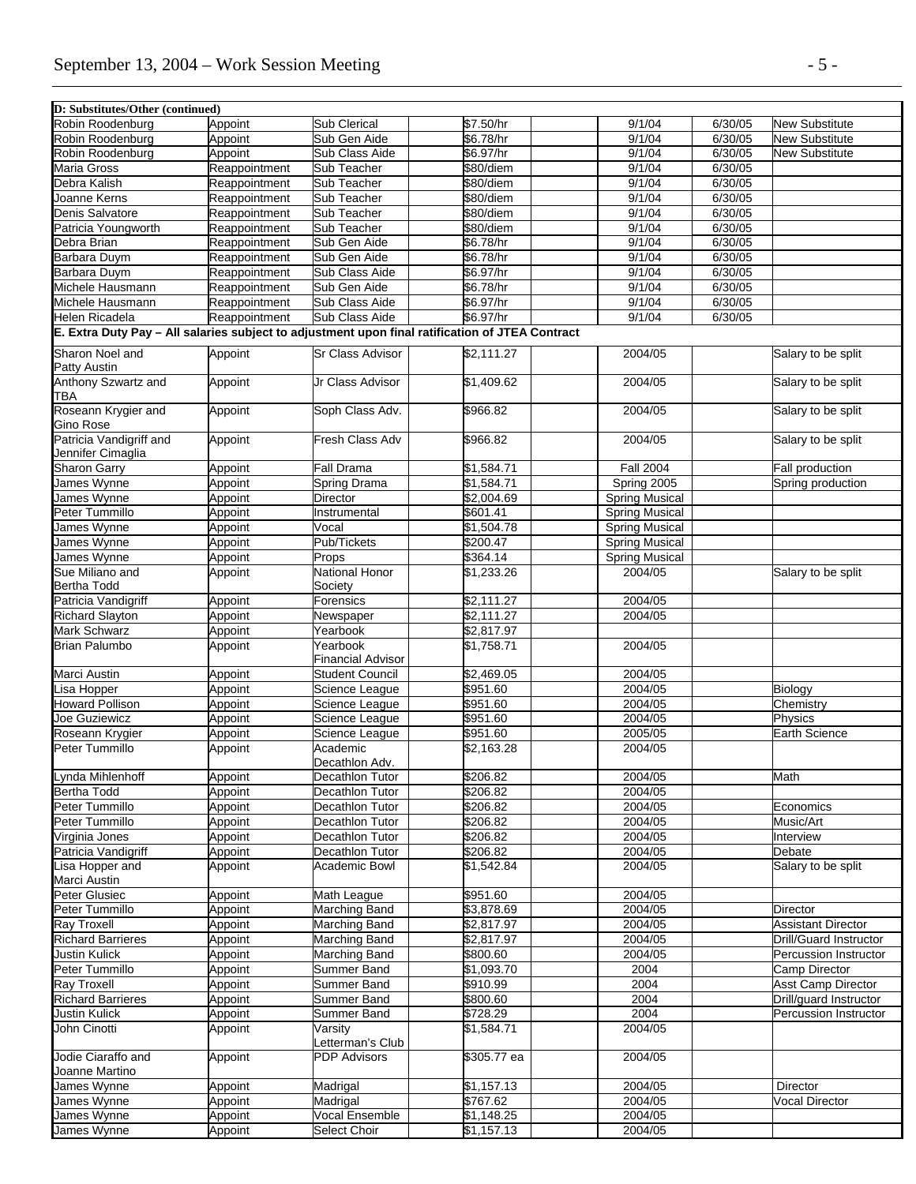| D: Substitutes/Other (continued) | | | | | | | | |
|---|---|---|---|---|---|---|---|---|
| Robin Roodenburg | Appoint | Sub Clerical | | $7.50/hr | | 9/1/04 | 6/30/05 | New Substitute |
| Robin Roodenburg | Appoint | Sub Gen Aide | | $6.78/hr | | 9/1/04 | 6/30/05 | New Substitute |
| Robin Roodenburg | Appoint | Sub Class Aide | | $6.97/hr | | 9/1/04 | 6/30/05 | New Substitute |
| Maria Gross | Reappointment | Sub Teacher | | $80/diem | | 9/1/04 | 6/30/05 | |
| Debra Kalish | Reappointment | Sub Teacher | | $80/diem | | 9/1/04 | 6/30/05 | |
| Joanne Kerns | Reappointment | Sub Teacher | | $80/diem | | 9/1/04 | 6/30/05 | |
| Denis Salvatore | Reappointment | Sub Teacher | | $80/diem | | 9/1/04 | 6/30/05 | |
| Patricia Youngworth | Reappointment | Sub Teacher | | $80/diem | | 9/1/04 | 6/30/05 | |
| Debra Brian | Reappointment | Sub Gen Aide | | $6.78/hr | | 9/1/04 | 6/30/05 | |
| Barbara Duym | Reappointment | Sub Gen Aide | | $6.78/hr | | 9/1/04 | 6/30/05 | |
| Barbara Duym | Reappointment | Sub Class Aide | | $6.97/hr | | 9/1/04 | 6/30/05 | |
| Michele Hausmann | Reappointment | Sub Gen Aide | | $6.78/hr | | 9/1/04 | 6/30/05 | |
| Michele Hausmann | Reappointment | Sub Class Aide | | $6.97/hr | | 9/1/04 | 6/30/05 | |
| Helen Ricadela | Reappointment | Sub Class Aide | | $6.97/hr | | 9/1/04 | 6/30/05 | |
| **E. Extra Duty Pay – All salaries subject to adjustment upon final ratification of JTEA Contract** | | | | | | | | |
| Sharon Noel and Patty Austin | Appoint | Sr Class Advisor | | $2,111.27 | | 2004/05 | | Salary to be split |
| Anthony Szwartz and TBA | Appoint | Jr Class Advisor | | $1,409.62 | | 2004/05 | | Salary to be split |
| Roseann Krygier and Gino Rose | Appoint | Soph Class Adv. | | $966.82 | | 2004/05 | | Salary to be split |
| Patricia Vandigriff and Jennifer Cimaglia | Appoint | Fresh Class Adv | | $966.82 | | 2004/05 | | Salary to be split |
| Sharon Garry | Appoint | Fall Drama | | $1,584.71 | | Fall 2004 | | Fall production |
| James Wynne | Appoint | Spring Drama | | $1,584.71 | | Spring 2005 | | Spring production |
| James Wynne | Appoint | Director | | $2,004.69 | | Spring Musical | | |
| Peter Tummillo | Appoint | Instrumental | | $601.41 | | Spring Musical | | |
| James Wynne | Appoint | Vocal | | $1,504.78 | | Spring Musical | | |
| James Wynne | Appoint | Pub/Tickets | | $200.47 | | Spring Musical | | |
| James Wynne | Appoint | Props | | $364.14 | | Spring Musical | | |
| Sue Miliano and Bertha Todd | Appoint | National Honor Society | | $1,233.26 | | 2004/05 | | Salary to be split |
| Patricia Vandigriff | Appoint | Forensics | | $2,111.27 | | 2004/05 | | |
| Richard Slayton | Appoint | Newspaper | | $2,111.27 | | 2004/05 | | |
| Mark Schwarz | Appoint | Yearbook | | $2,817.97 | | | | |
| Brian Palumbo | Appoint | Yearbook Financial Advisor | | $1,758.71 | | 2004/05 | | |
| Marci Austin | Appoint | Student Council | | $2,469.05 | | 2004/05 | | |
| Lisa Hopper | Appoint | Science League | | $951.60 | | 2004/05 | | Biology |
| Howard Pollison | Appoint | Science League | | $951.60 | | 2004/05 | | Chemistry |
| Joe Guziewicz | Appoint | Science League | | $951.60 | | 2004/05 | | Physics |
| Roseann Krygier | Appoint | Science League | | $951.60 | | 2005/05 | | Earth Science |
| Peter Tummillo | Appoint | Academic Decathlon Adv. | | $2,163.28 | | 2004/05 | | |
| Lynda Mihlenhoff | Appoint | Decathlon Tutor | | $206.82 | | 2004/05 | | Math |
| Bertha Todd | Appoint | Decathlon Tutor | | $206.82 | | 2004/05 | | |
| Peter Tummillo | Appoint | Decathlon Tutor | | $206.82 | | 2004/05 | | Economics |
| Peter Tummillo | Appoint | Decathlon Tutor | | $206.82 | | 2004/05 | | Music/Art |
| Virginia Jones | Appoint | Decathlon Tutor | | $206.82 | | 2004/05 | | Interview |
| Patricia Vandigriff | Appoint | Decathlon Tutor | | $206.82 | | 2004/05 | | Debate |
| Lisa Hopper and Marci Austin | Appoint | Academic Bowl | | $1,542.84 | | 2004/05 | | Salary to be split |
| Peter Glusiec | Appoint | Math League | | $951.60 | | 2004/05 | | |
| Peter Tummillo | Appoint | Marching Band | | $3,878.69 | | 2004/05 | | Director |
| Ray Troxell | Appoint | Marching Band | | $2,817.97 | | 2004/05 | | Assistant Director |
| Richard Barrieres | Appoint | Marching Band | | $2,817.97 | | 2004/05 | | Drill/Guard Instructor |
| Justin Kulick | Appoint | Marching Band | | $800.60 | | 2004/05 | | Percussion Instructor |
| Peter Tummillo | Appoint | Summer Band | | $1,093.70 | | 2004 | | Camp Director |
| Ray Troxell | Appoint | Summer Band | | $910.99 | | 2004 | | Asst Camp Director |
| Richard Barrieres | Appoint | Summer Band | | $800.60 | | 2004 | | Drill/guard Instructor |
| Justin Kulick | Appoint | Summer Band | | $728.29 | | 2004 | | Percussion Instructor |
| John Cinotti | Appoint | Varsity Letterman's Club | | $1,584.71 | | 2004/05 | | |
| Jodie Ciaraffo and Joanne Martino | Appoint | PDP Advisors | | $305.77 ea | | 2004/05 | | |
| James Wynne | Appoint | Madrigal | | $1,157.13 | | 2004/05 | | Director |
| James Wynne | Appoint | Madrigal | | $767.62 | | 2004/05 | | Vocal Director |
| James Wynne | Appoint | Vocal Ensemble | | $1,148.25 | | 2004/05 | | |
| James Wynne | Appoint | Select Choir | | $1,157.13 | | 2004/05 | | |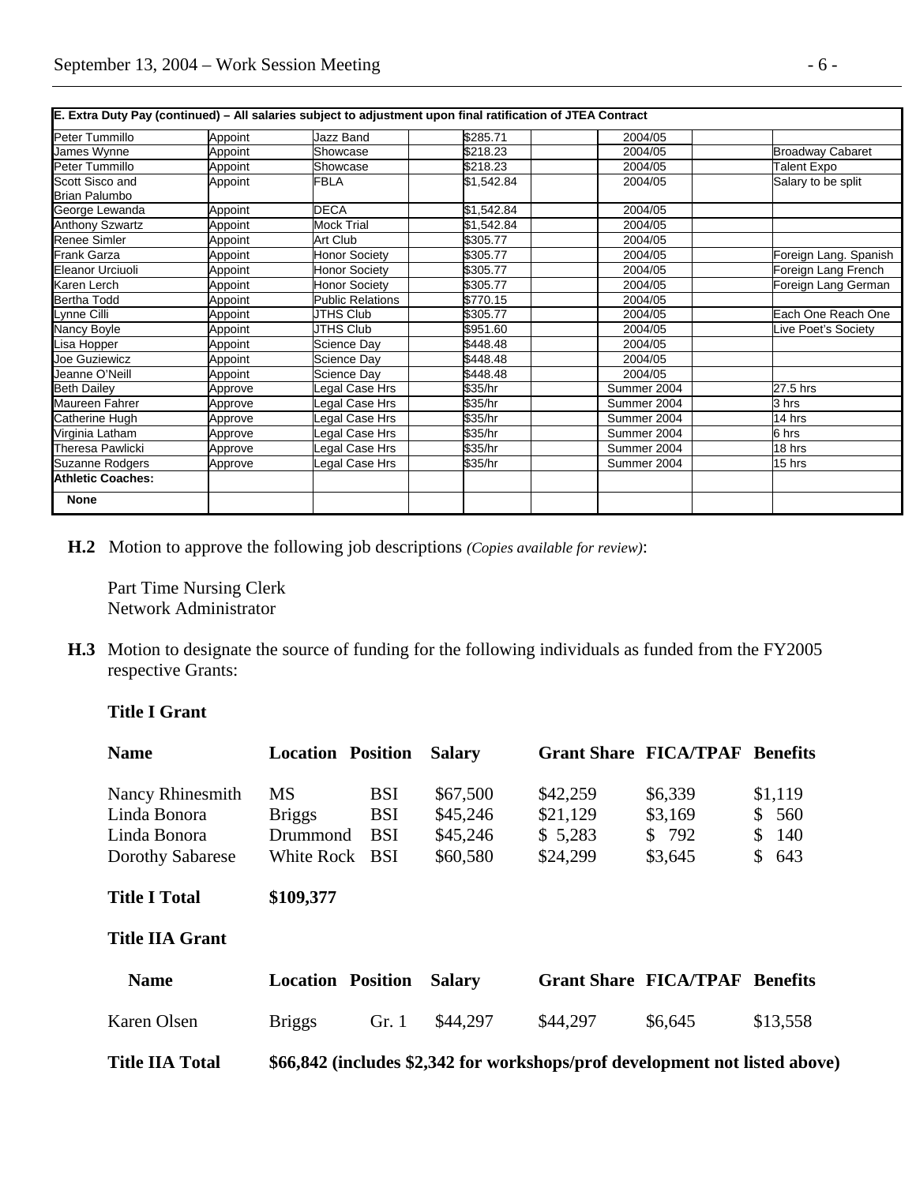| E. Extra Duty Pay (continued) – All salaries subject to adjustment upon final ratification of JTEA Contract | | | | | | | | |
|---|---|---|---|---|---|---|---|---|
| Peter Tummillo | Appoint | Jazz Band | | $285.71 | | 2004/05 | | |
| James Wynne | Appoint | Showcase | | $218.23 | | 2004/05 | | Broadway Cabaret |
| Peter Tummillo | Appoint | Showcase | | $218.23 | | 2004/05 | | Talent Expo |
| Scott Sisco and Brian Palumbo | Appoint | FBLA | | $1,542.84 | | 2004/05 | | Salary to be split |
| George Lewanda | Appoint | DECA | | $1,542.84 | | 2004/05 | | |
| Anthony Szwartz | Appoint | Mock Trial | | $1,542.84 | | 2004/05 | | |
| Renee Simler | Appoint | Art Club | | $305.77 | | 2004/05 | | |
| Frank Garza | Appoint | Honor Society | | $305.77 | | 2004/05 | | Foreign Lang. Spanish |
| Eleanor Urciuoli | Appoint | Honor Society | | $305.77 | | 2004/05 | | Foreign Lang French |
| Karen Lerch | Appoint | Honor Society | | $305.77 | | 2004/05 | | Foreign Lang German |
| Bertha Todd | Appoint | Public Relations | | $770.15 | | 2004/05 | | |
| Lynne Cilli | Appoint | JTHS Club | | $305.77 | | 2004/05 | | Each One Reach One |
| Nancy Boyle | Appoint | JTHS Club | | $951.60 | | 2004/05 | | Live Poet's Society |
| Lisa Hopper | Appoint | Science Day | | $448.48 | | 2004/05 | | |
| Joe Guziewicz | Appoint | Science Day | | $448.48 | | 2004/05 | | |
| Jeanne O'Neill | Appoint | Science Day | | $448.48 | | 2004/05 | | |
| Beth Dailey | Approve | Legal Case Hrs | | $35/hr | | Summer 2004 | | 27.5 hrs |
| Maureen Fahrer | Approve | Legal Case Hrs | | $35/hr | | Summer 2004 | | 3 hrs |
| Catherine Hugh | Approve | Legal Case Hrs | | $35/hr | | Summer 2004 | | 14 hrs |
| Virginia Latham | Approve | Legal Case Hrs | | $35/hr | | Summer 2004 | | 6 hrs |
| Theresa Pawlicki | Approve | Legal Case Hrs | | $35/hr | | Summer 2004 | | 18 hrs |
| Suzanne Rodgers | Approve | Legal Case Hrs | | $35/hr | | Summer 2004 | | 15 hrs |
| **Athletic Coaches:** | | | | | | | | |
| **None** | | | | | | | | |

**H.2** Motion to approve the following job descriptions *(Copies available for review)*:

Part Time Nursing Clerk
Network Administrator

**H.3** Motion to designate the source of funding for the following individuals as funded from the FY2005 respective Grants:

**Title I Grant**

| Name | Location | Position | Salary | Grant Share | FICA/TPAF | Benefits |
|---|---|---|---|---|---|---|
| Nancy Rhinesmith | MS | BSI | $67,500 | $42,259 | $6,339 | $1,119 |
| Linda Bonora | Briggs | BSI | $45,246 | $21,129 | $3,169 | $ 560 |
| Linda Bonora | Drummond | BSI | $45,246 | $ 5,283 | $ 792 | $ 140 |
| Dorothy Sabarese | White Rock | BSI | $60,580 | $24,299 | $3,645 | $ 643 |

**Title I Total** **$109,377**

**Title IIA Grant**

| Name | Location | Position | Salary | Grant Share | FICA/TPAF | Benefits |
|---|---|---|---|---|---|---|
| Karen Olsen | Briggs | Gr. 1 | $44,297 | $44,297 | $6,645 | $13,558 |

**Title IIA Total** **$66,842 (includes $2,342 for workshops/prof development not listed above)**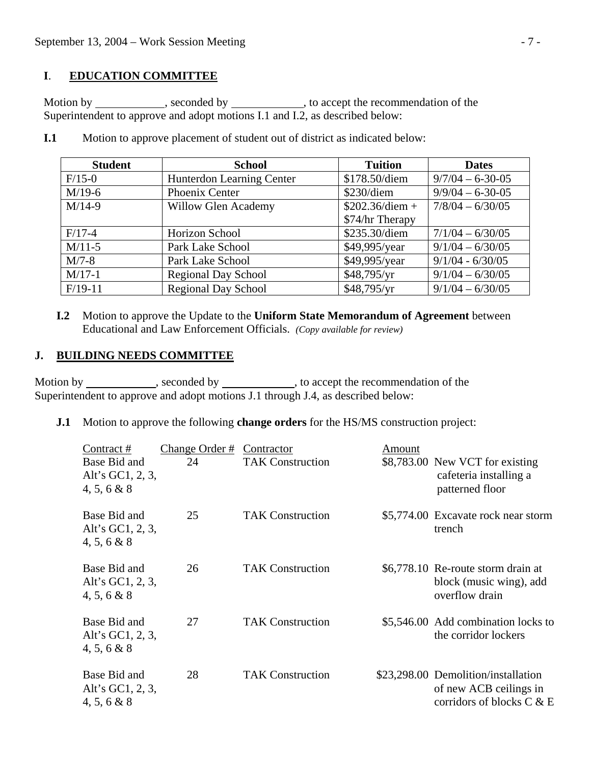## I. EDUCATION COMMITTEE

Motion by ___________, seconded by ___________, to accept the recommendation of the Superintendent to approve and adopt motions I.1 and I.2, as described below:

**I.1** Motion to approve placement of student out of district as indicated below:

| Student | School | Tuition | Dates |
|---|---|---|---|
| F/15-0 | Hunterdon Learning Center | $178.50/diem | 9/7/04 – 6-30-05 |
| M/19-6 | Phoenix Center | $230/diem | 9/9/04 – 6-30-05 |
| M/14-9 | Willow Glen Academy | $202.36/diem + $74/hr Therapy | 7/8/04 – 6/30/05 |
| F/17-4 | Horizon School | $235.30/diem | 7/1/04 – 6/30/05 |
| M/11-5 | Park Lake School | $49,995/year | 9/1/04 – 6/30/05 |
| M/7-8 | Park Lake School | $49,995/year | 9/1/04 - 6/30/05 |
| M/17-1 | Regional Day School | $48,795/yr | 9/1/04 – 6/30/05 |
| F/19-11 | Regional Day School | $48,795/yr | 9/1/04 – 6/30/05 |

**I.2** Motion to approve the Update to the **Uniform State Memorandum of Agreement** between Educational and Law Enforcement Officials. *(Copy available for review)*

## J. BUILDING NEEDS COMMITTEE

Motion by ___________, seconded by ___________, to accept the recommendation of the Superintendent to approve and adopt motions J.1 through J.4, as described below:

**J.1** Motion to approve the following **change orders** for the HS/MS construction project:

| Contract # | Change Order # | Contractor | Amount | |
|---|---|---|---|---|
| Base Bid and Alt's GC1, 2, 3, 4, 5, 6 & 8 | 24 | TAK Construction | $8,783.00 | New VCT for existing cafeteria installing a patterned floor |
| Base Bid and Alt's GC1, 2, 3, 4, 5, 6 & 8 | 25 | TAK Construction | $5,774.00 | Excavate rock near storm trench |
| Base Bid and Alt's GC1, 2, 3, 4, 5, 6 & 8 | 26 | TAK Construction | $6,778.10 | Re-route storm drain at block (music wing), add overflow drain |
| Base Bid and Alt's GC1, 2, 3, 4, 5, 6 & 8 | 27 | TAK Construction | $5,546.00 | Add combination locks to the corridor lockers |
| Base Bid and Alt's GC1, 2, 3, 4, 5, 6 & 8 | 28 | TAK Construction | $23,298.00 | Demolition/installation of new ACB ceilings in corridors of blocks C & E |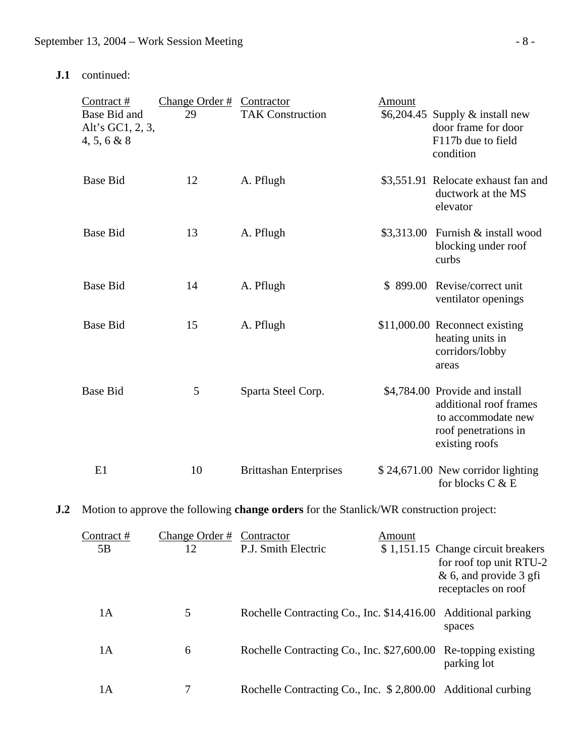**J.1** continued:

| Contract # | Change Order # | Contractor | Amount | |
|---|---|---|---|---|
| Base Bid and Alt's GC1, 2, 3, 4, 5, 6 & 8 | 29 | TAK Construction | $6,204.45 | Supply & install new door frame for door F117b due to field condition |
| Base Bid | 12 | A. Pflugh | $3,551.91 | Relocate exhaust fan and ductwork at the MS elevator |
| Base Bid | 13 | A. Pflugh | $3,313.00 | Furnish & install wood blocking under roof curbs |
| Base Bid | 14 | A. Pflugh | $ 899.00 | Revise/correct unit ventilator openings |
| Base Bid | 15 | A. Pflugh | $11,000.00 | Reconnect existing heating units in corridors/lobby areas |
| Base Bid | 5 | Sparta Steel Corp. | $4,784.00 | Provide and install additional roof frames to accommodate new roof penetrations in existing roofs |
| E1 | 10 | Brittashan Enterprises | $ 24,671.00 | New corridor lighting for blocks C & E |

**J.2** Motion to approve the following **change orders** for the Stanlick/WR construction project:

| Contract # | Change Order # | Contractor | Amount | |
|---|---|---|---|---|
| 5B | 12 | P.J. Smith Electric | $ 1,151.15 | Change circuit breakers for roof top unit RTU-2 & 6, and provide 3 gfi receptacles on roof |
| 1A | 5 | Rochelle Contracting Co., Inc. | $14,416.00 | Additional parking spaces |
| 1A | 6 | Rochelle Contracting Co., Inc. | $27,600.00 | Re-topping existing parking lot |
| 1A | 7 | Rochelle Contracting Co., Inc. | $ 2,800.00 | Additional curbing |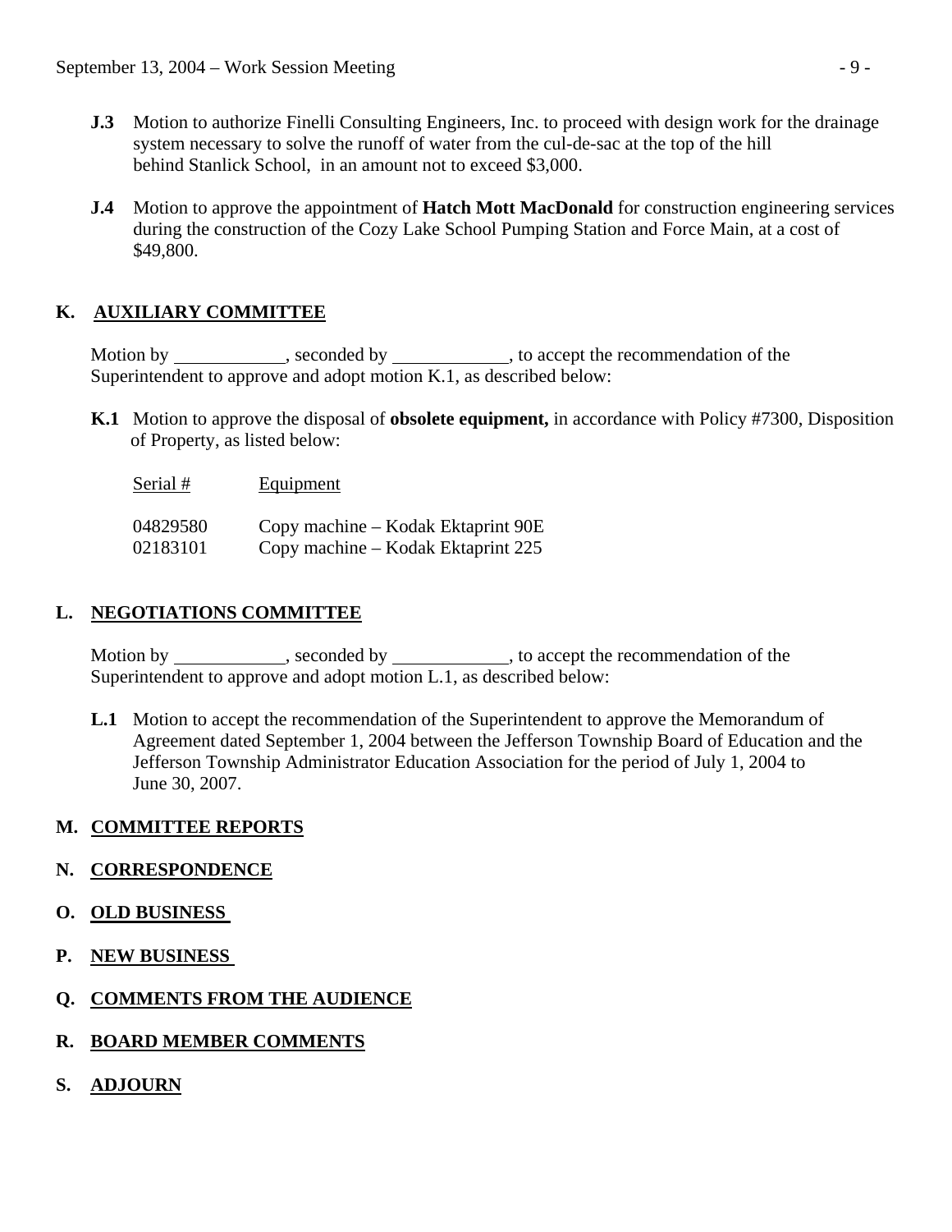**J.3** Motion to authorize Finelli Consulting Engineers, Inc. to proceed with design work for the drainage system necessary to solve the runoff of water from the cul-de-sac at the top of the hill behind Stanlick School, in an amount not to exceed $3,000.

**J.4** Motion to approve the appointment of **Hatch Mott MacDonald** for construction engineering services during the construction of the Cozy Lake School Pumping Station and Force Main, at a cost of $49,800.

## K. AUXILIARY COMMITTEE

Motion by ____________, seconded by ____________, to accept the recommendation of the Superintendent to approve and adopt motion K.1, as described below:

**K.1** Motion to approve the disposal of **obsolete equipment,** in accordance with Policy #7300, Disposition of Property, as listed below:

| Serial # | Equipment |
|---|---|
| 04829580 | Copy machine – Kodak Ektaprint 90E |
| 02183101 | Copy machine – Kodak Ektaprint 225 |

## L. NEGOTIATIONS COMMITTEE

Motion by ____________, seconded by ____________, to accept the recommendation of the Superintendent to approve and adopt motion L.1, as described below:

**L.1** Motion to accept the recommendation of the Superintendent to approve the Memorandum of Agreement dated September 1, 2004 between the Jefferson Township Board of Education and the Jefferson Township Administrator Education Association for the period of July 1, 2004 to June 30, 2007.

## M. COMMITTEE REPORTS

## N. CORRESPONDENCE

## O. OLD BUSINESS

## P. NEW BUSINESS

## Q. COMMENTS FROM THE AUDIENCE

## R. BOARD MEMBER COMMENTS

## S. ADJOURN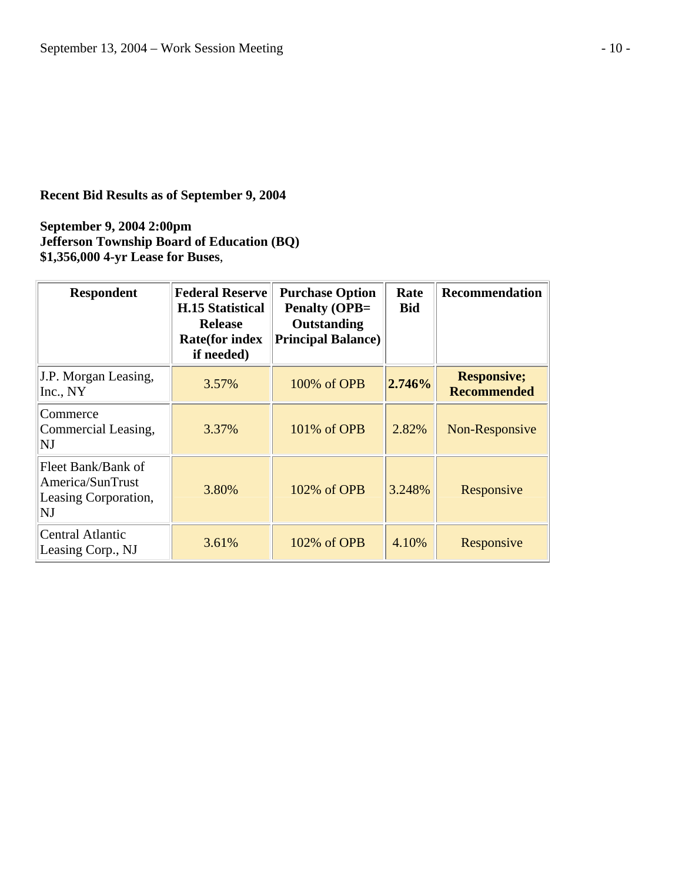**Recent Bid Results as of September 9, 2004**

**September 9, 2004 2:00pm**
**Jefferson Township Board of Education (BQ)**
**$1,356,000 4-yr Lease for Buses**,

| Respondent | Federal Reserve H.15 Statistical Release Rate(for index if needed) | Purchase Option Penalty (OPB= Outstanding Principal Balance) | Rate Bid | Recommendation |
|---|---|---|---|---|
| J.P. Morgan Leasing, Inc., NY | 3.57% | 100% of OPB | **2.746%** | **Responsive; Recommended** |
| Commerce Commercial Leasing, NJ | 3.37% | 101% of OPB | 2.82% | Non-Responsive |
| Fleet Bank/Bank of America/SunTrust Leasing Corporation, NJ | 3.80% | 102% of OPB | 3.248% | Responsive |
| Central Atlantic Leasing Corp., NJ | 3.61% | 102% of OPB | 4.10% | Responsive |